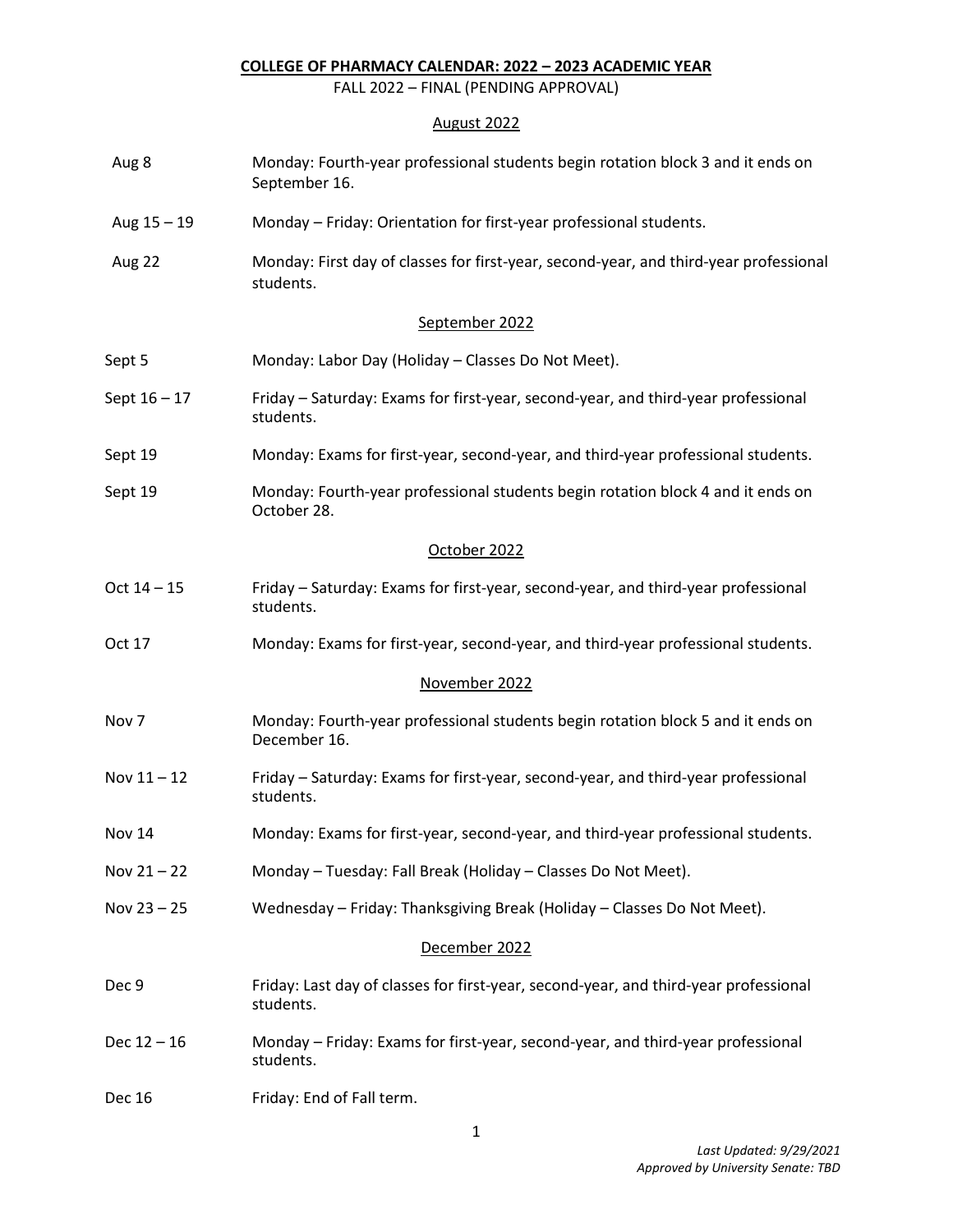# COLLEGE OF PHARMACY CALENDAR: 2022 – 2023 ACADEMIC YEAR

FALL 2022 – FINAL (PENDING APPROVAL)

## August 2022

| | |
|---|---|
| Aug 8 | Monday: Fourth-year professional students begin rotation block 3 and it ends on September 16. |
| Aug 15 – 19 | Monday – Friday: Orientation for first-year professional students. |
| Aug 22 | Monday: First day of classes for first-year, second-year, and third-year professional students. |

## September 2022

| | |
|---|---|
| Sept 5 | Monday: Labor Day (Holiday – Classes Do Not Meet). |
| Sept 16 – 17 | Friday – Saturday: Exams for first-year, second-year, and third-year professional students. |
| Sept 19 | Monday: Exams for first-year, second-year, and third-year professional students. |
| Sept 19 | Monday: Fourth-year professional students begin rotation block 4 and it ends on October 28. |

## October 2022

| | |
|---|---|
| Oct 14 – 15 | Friday – Saturday: Exams for first-year, second-year, and third-year professional students. |
| Oct 17 | Monday: Exams for first-year, second-year, and third-year professional students. |

## November 2022

| | |
|---|---|
| Nov 7 | Monday: Fourth-year professional students begin rotation block 5 and it ends on December 16. |
| Nov 11 – 12 | Friday – Saturday: Exams for first-year, second-year, and third-year professional students. |
| Nov 14 | Monday: Exams for first-year, second-year, and third-year professional students. |
| Nov 21 – 22 | Monday – Tuesday: Fall Break (Holiday – Classes Do Not Meet). |
| Nov 23 – 25 | Wednesday – Friday: Thanksgiving Break (Holiday – Classes Do Not Meet). |

## December 2022

| | |
|---|---|
| Dec 9 | Friday: Last day of classes for first-year, second-year, and third-year professional students. |
| Dec 12 – 16 | Monday – Friday: Exams for first-year, second-year, and third-year professional students. |
| Dec 16 | Friday: End of Fall term. |

*Last Updated: 9/29/2021*
*Approved by University Senate: TBD*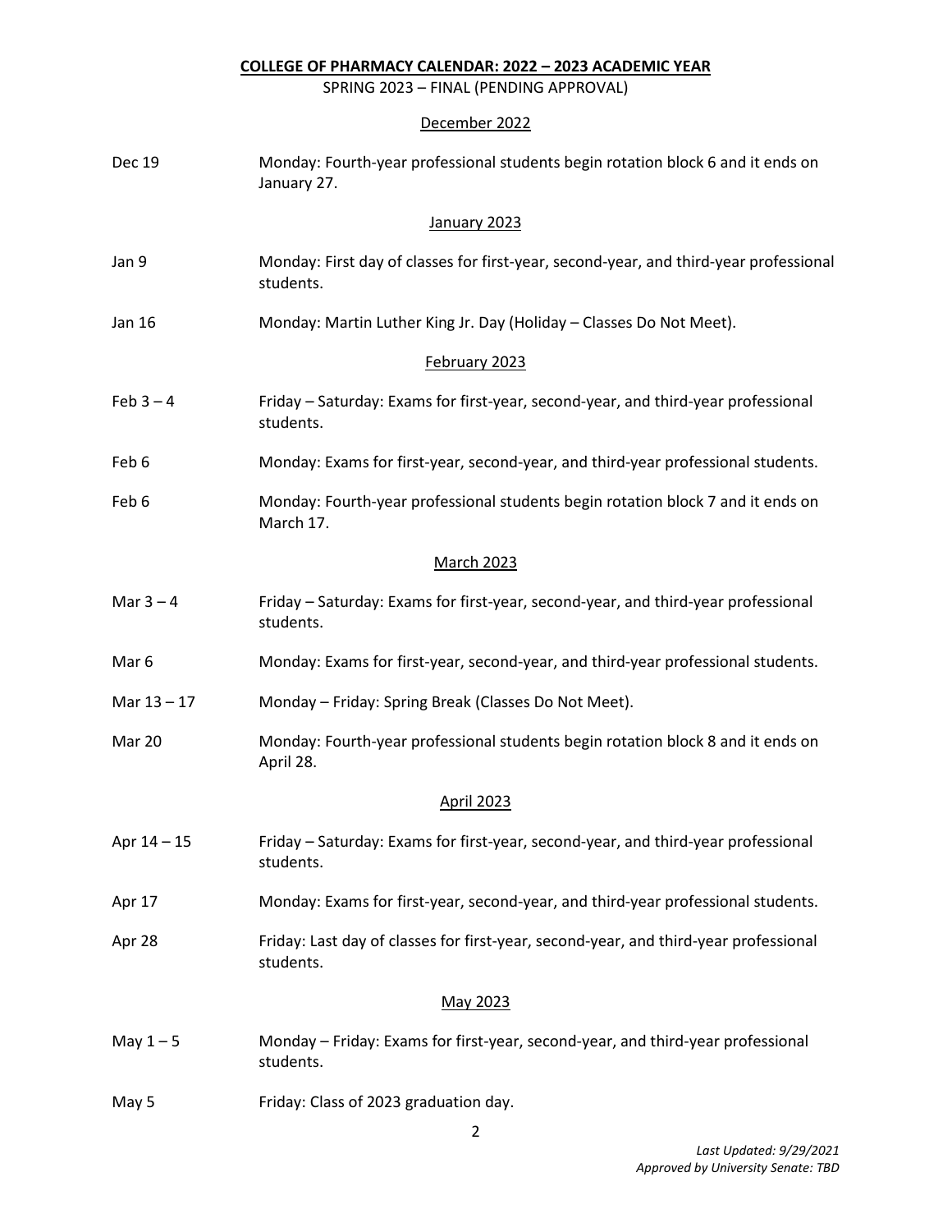**COLLEGE OF PHARMACY CALENDAR: 2022 – 2023 ACADEMIC YEAR**

SPRING 2023 – FINAL (PENDING APPROVAL)

### December 2022

| | |
|---|---|
| Dec 19 | Monday: Fourth-year professional students begin rotation block 6 and it ends on January 27. |

### January 2023

| | |
|---|---|
| Jan 9 | Monday: First day of classes for first-year, second-year, and third-year professional students. |
| Jan 16 | Monday: Martin Luther King Jr. Day (Holiday – Classes Do Not Meet). |

### February 2023

| | |
|---|---|
| Feb 3 – 4 | Friday – Saturday: Exams for first-year, second-year, and third-year professional students. |
| Feb 6 | Monday: Exams for first-year, second-year, and third-year professional students. |
| Feb 6 | Monday: Fourth-year professional students begin rotation block 7 and it ends on March 17. |

### March 2023

| | |
|---|---|
| Mar 3 – 4 | Friday – Saturday: Exams for first-year, second-year, and third-year professional students. |
| Mar 6 | Monday: Exams for first-year, second-year, and third-year professional students. |
| Mar 13 – 17 | Monday – Friday: Spring Break (Classes Do Not Meet). |
| Mar 20 | Monday: Fourth-year professional students begin rotation block 8 and it ends on April 28. |

### April 2023

| | |
|---|---|
| Apr 14 – 15 | Friday – Saturday: Exams for first-year, second-year, and third-year professional students. |
| Apr 17 | Monday: Exams for first-year, second-year, and third-year professional students. |
| Apr 28 | Friday: Last day of classes for first-year, second-year, and third-year professional students. |

### May 2023

| | |
|---|---|
| May 1 – 5 | Monday – Friday: Exams for first-year, second-year, and third-year professional students. |
| May 5 | Friday: Class of 2023 graduation day. |

*Last Updated: 9/29/2021*
*Approved by University Senate: TBD*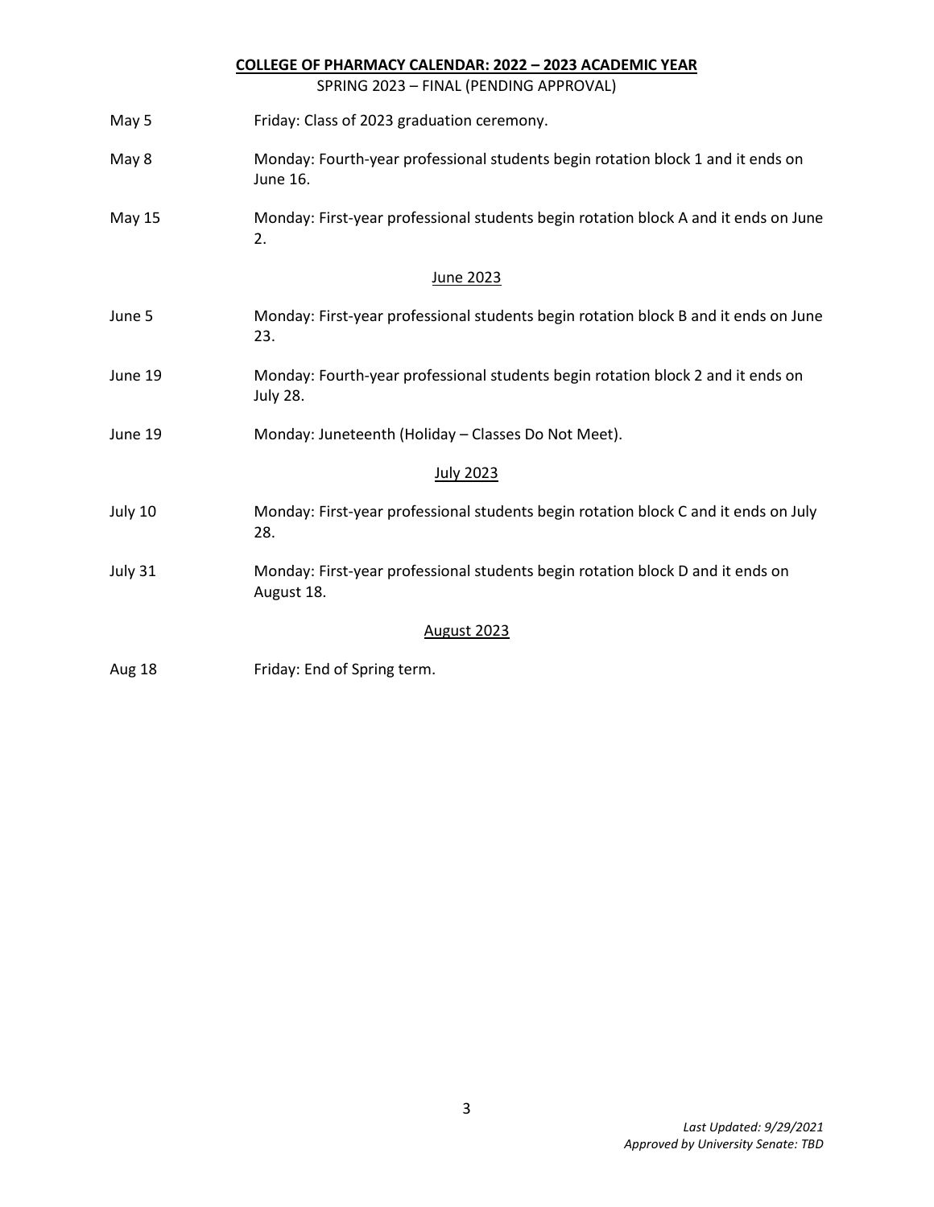**COLLEGE OF PHARMACY CALENDAR: 2022 – 2023 ACADEMIC YEAR**

SPRING 2023 – FINAL (PENDING APPROVAL)

| | |
|---|---|
| May 5 | Friday: Class of 2023 graduation ceremony. |
| May 8 | Monday: Fourth-year professional students begin rotation block 1 and it ends on June 16. |
| May 15 | Monday: First-year professional students begin rotation block A and it ends on June 2. |

June 2023

| | |
|---|---|
| June 5 | Monday: First-year professional students begin rotation block B and it ends on June 23. |
| June 19 | Monday: Fourth-year professional students begin rotation block 2 and it ends on July 28. |
| June 19 | Monday: Juneteenth (Holiday – Classes Do Not Meet). |

July 2023

| | |
|---|---|
| July 10 | Monday: First-year professional students begin rotation block C and it ends on July 28. |
| July 31 | Monday: First-year professional students begin rotation block D and it ends on August 18. |

August 2023

| | |
|---|---|
| Aug 18 | Friday: End of Spring term. |

*Last Updated: 9/29/2021*
*Approved by University Senate: TBD*